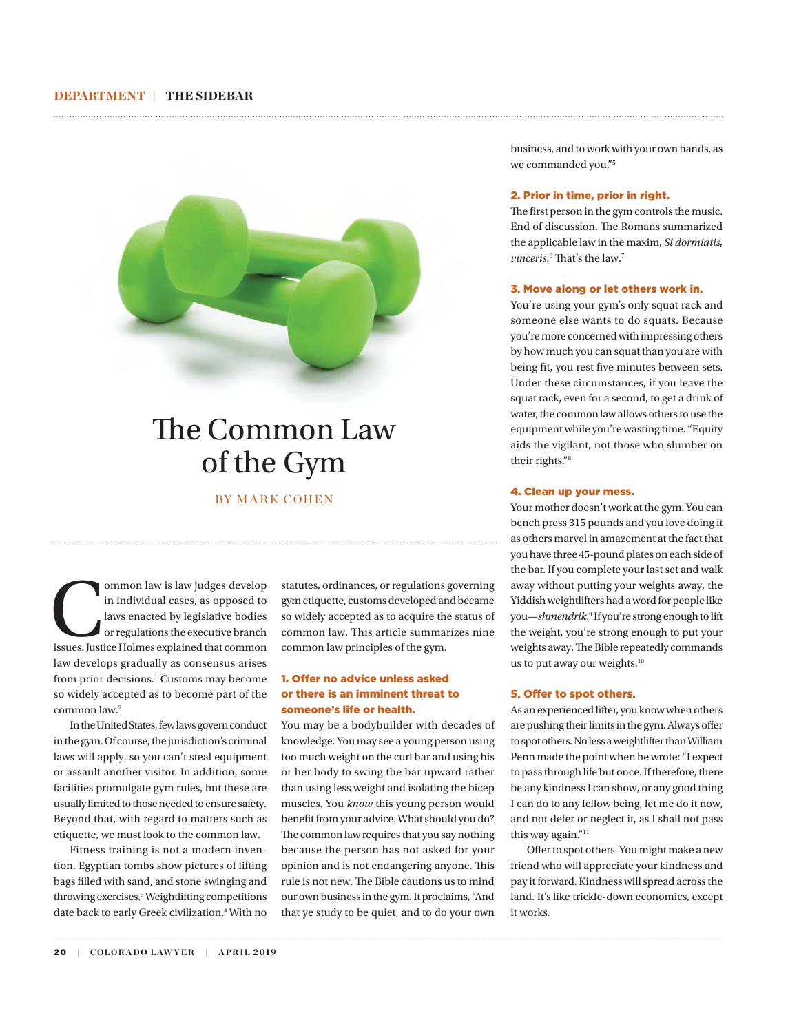DEPARTMENT | THE SIDEBAR

# The Common Law of the Gym

BY MARK COHEN

Common law is law judges develop in individual cases, as opposed to laws enacted by legislative bodies or regulations the executive branch issues. Justice Holmes explained that common law develops gradually as consensus arises from prior decisions.[1] Customs may become so widely accepted as to become part of the common law.[2]

In the United States, few laws govern conduct in the gym. Of course, the jurisdiction's criminal laws will apply, so you can't steal equipment or assault another visitor. In addition, some facilities promulgate gym rules, but these are usually limited to those needed to ensure safety. Beyond that, with regard to matters such as etiquette, we must look to the common law.

Fitness training is not a modern invention. Egyptian tombs show pictures of lifting bags filled with sand, and stone swinging and throwing exercises.[3] Weightlifting competitions date back to early Greek civilization.[4] With no statutes, ordinances, or regulations governing gym etiquette, customs developed and became so widely accepted as to acquire the status of common law. This article summarizes nine common law principles of the gym.

### 1. Offer no advice unless asked or there is an imminent threat to someone's life or health.

You may be a bodybuilder with decades of knowledge. You may see a young person using too much weight on the curl bar and using his or her body to swing the bar upward rather than using less weight and isolating the bicep muscles. You *know* this young person would benefit from your advice. What should you do? The common law requires that you say nothing because the person has not asked for your opinion and is not endangering anyone. This rule is not new. The Bible cautions us to mind our own business in the gym. It proclaims, "And that ye study to be quiet, and to do your own business, and to work with your own hands, as we commanded you."[5]

### 2. Prior in time, prior in right.

The first person in the gym controls the music. End of discussion. The Romans summarized the applicable law in the maxim, *Si dormiatis, vinceris*.[6] That's the law.[7]

### 3. Move along or let others work in.

You're using your gym's only squat rack and someone else wants to do squats. Because you're more concerned with impressing others by how much you can squat than you are with being fit, you rest five minutes between sets. Under these circumstances, if you leave the squat rack, even for a second, to get a drink of water, the common law allows others to use the equipment while you're wasting time. "Equity aids the vigilant, not those who slumber on their rights."[8]

### 4. Clean up your mess.

Your mother doesn't work at the gym. You can bench press 315 pounds and you love doing it as others marvel in amazement at the fact that you have three 45-pound plates on each side of the bar. If you complete your last set and walk away without putting your weights away, the Yiddish weightlifters had a word for people like you—*shmendrik*.[9] If you're strong enough to lift the weight, you're strong enough to put your weights away. The Bible repeatedly commands us to put away our weights.[10]

### 5. Offer to spot others.

As an experienced lifter, you know when others are pushing their limits in the gym. Always offer to spot others. No less a weightlifter than William Penn made the point when he wrote: "I expect to pass through life but once. If therefore, there be any kindness I can show, or any good thing I can do to any fellow being, let me do it now, and not defer or neglect it, as I shall not pass this way again."[11]

Offer to spot others. You might make a new friend who will appreciate your kindness and pay it forward. Kindness will spread across the land. It's like trickle-down economics, except it works.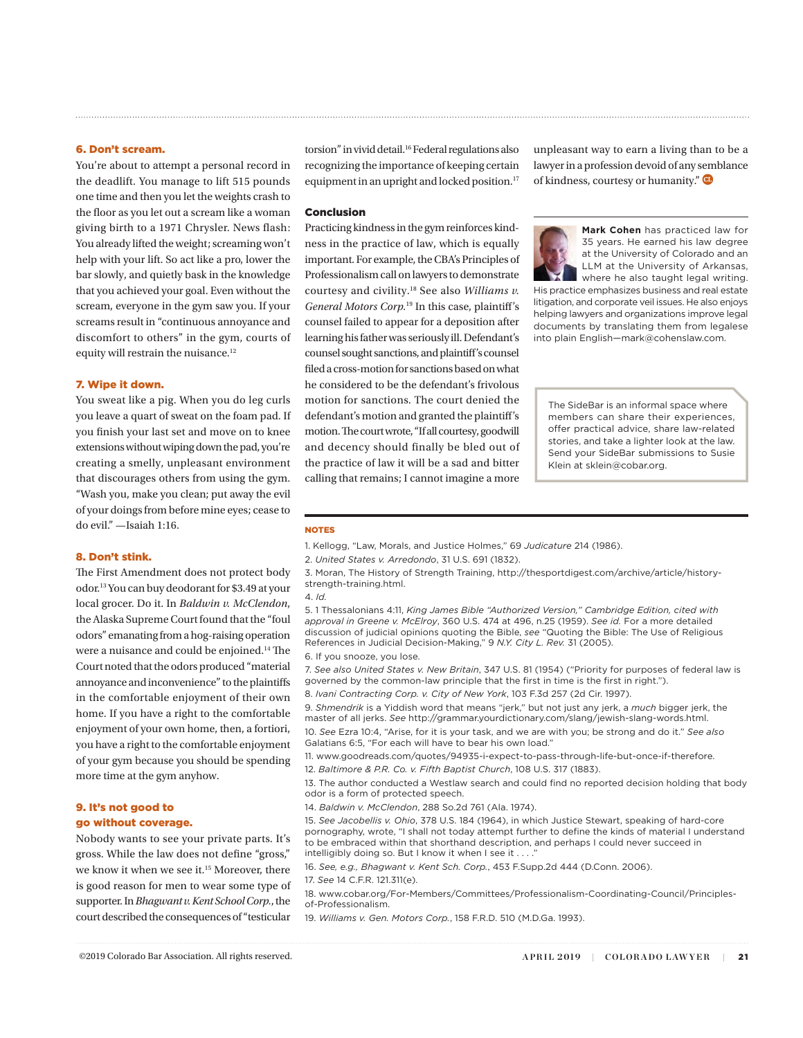### 6. Don't scream.

You're about to attempt a personal record in the deadlift. You manage to lift 515 pounds one time and then you let the weights crash to the floor as you let out a scream like a woman giving birth to a 1971 Chrysler. News flash: You already lifted the weight; screaming won't help with your lift. So act like a pro, lower the bar slowly, and quietly bask in the knowledge that you achieved your goal. Even without the scream, everyone in the gym saw you. If your screams result in "continuous annoyance and discomfort to others" in the gym, courts of equity will restrain the nuisance.[12]

### 7. Wipe it down.

You sweat like a pig. When you do leg curls you leave a quart of sweat on the foam pad. If you finish your last set and move on to knee extensions without wiping down the pad, you're creating a smelly, unpleasant environment that discourages others from using the gym. "Wash you, make you clean; put away the evil of your doings from before mine eyes; cease to do evil." —Isaiah 1:16.

### 8. Don't stink.

The First Amendment does not protect body odor.[13] You can buy deodorant for $3.49 at your local grocer. Do it. In *Baldwin v. McClendon*, the Alaska Supreme Court found that the "foul odors" emanating from a hog-raising operation were a nuisance and could be enjoined.[14] The Court noted that the odors produced "material annoyance and inconvenience" to the plaintiffs in the comfortable enjoyment of their own home. If you have a right to the comfortable enjoyment of your own home, then, a fortiori, you have a right to the comfortable enjoyment of your gym because you should be spending more time at the gym anyhow.

### 9. It's not good to go without coverage.

Nobody wants to see your private parts. It's gross. While the law does not define "gross," we know it when we see it.[15] Moreover, there is good reason for men to wear some type of supporter. In *Bhagwant v. Kent School Corp.*, the court described the consequences of "testicular torsion" in vivid detail.[16] Federal regulations also recognizing the importance of keeping certain equipment in an upright and locked position.[17]

### Conclusion

Practicing kindness in the gym reinforces kindness in the practice of law, which is equally important. For example, the CBA's Principles of Professionalism call on lawyers to demonstrate courtesy and civility.[18] See also *Williams v. General Motors Corp.*[19] In this case, plaintiff's counsel failed to appear for a deposition after learning his father was seriously ill. Defendant's counsel sought sanctions, and plaintiff's counsel filed a cross-motion for sanctions based on what he considered to be the defendant's frivolous motion for sanctions. The court denied the defendant's motion and granted the plaintiff's motion. The court wrote, "If all courtesy, goodwill and decency should finally be bled out of the practice of law it will be a sad and bitter calling that remains; I cannot imagine a more unpleasant way to earn a living than to be a lawyer in a profession devoid of any semblance of kindness, courtesy or humanity."

**Mark Cohen** has practiced law for 35 years. He earned his law degree at the University of Colorado and an LLM at the University of Arkansas, where he also taught legal writing. His practice emphasizes business and real estate litigation, and corporate veil issues. He also enjoys helping lawyers and organizations improve legal documents by translating them from legalese into plain English—mark@cohenslaw.com.

> The SideBar is an informal space where members can share their experiences, offer practical advice, share law-related stories, and take a lighter look at the law. Send your SideBar submissions to Susie Klein at sklein@cobar.org.

#### NOTES

1. Kellogg, "Law, Morals, and Justice Holmes," 69 *Judicature* 214 (1986).
2. *United States v. Arredondo*, 31 U.S. 691 (1832).
3. Moran, The History of Strength Training, http://thesportdigest.com/archive/article/history-strength-training.html.
4. *Id.*
5. 1 Thessalonians 4:11, *King James Bible "Authorized Version," Cambridge Edition, cited with approval in Greene v. McElroy*, 360 U.S. 474 at 496, n.25 (1959). *See id.* For a more detailed discussion of judicial opinions quoting the Bible, *see* "Quoting the Bible: The Use of Religious References in Judicial Decision-Making," 9 *N.Y. City L. Rev.* 31 (2005).
6. If you snooze, you lose.
7. *See also United States v. New Britain*, 347 U.S. 81 (1954) ("Priority for purposes of federal law is governed by the common-law principle that the first in time is the first in right.").
8. *Ivani Contracting Corp. v. City of New York*, 103 F.3d 257 (2d Cir. 1997).
9. *Shmendrik* is a Yiddish word that means "jerk," but not just any jerk, a *much* bigger jerk, the master of all jerks. *See* http://grammar.yourdictionary.com/slang/jewish-slang-words.html.
10. *See* Ezra 10:4, "Arise, for it is your task, and we are with you; be strong and do it." *See also* Galatians 6:5, "For each will have to bear his own load."
11. www.goodreads.com/quotes/94935-i-expect-to-pass-through-life-but-once-if-therefore.
12. *Baltimore & P.R. Co. v. Fifth Baptist Church*, 108 U.S. 317 (1883).
13. The author conducted a Westlaw search and could find no reported decision holding that body odor is a form of protected speech.
14. *Baldwin v. McClendon*, 288 So.2d 761 (Ala. 1974).
15. *See Jacobellis v. Ohio*, 378 U.S. 184 (1964), in which Justice Stewart, speaking of hard-core pornography, wrote, "I shall not today attempt further to define the kinds of material I understand to be embraced within that shorthand description, and perhaps I could never succeed in intelligibly doing so. But I know it when I see it . . . ."
16. *See, e.g., Bhagwant v. Kent Sch. Corp.*, 453 F.Supp.2d 444 (D.Conn. 2006).
17. *See* 14 C.F.R. 121.311(e).
18. www.cobar.org/For-Members/Committees/Professionalism-Coordinating-Council/Principles-of-Professionalism.
19. *Williams v. Gen. Motors Corp.*, 158 F.R.D. 510 (M.D.Ga. 1993).

©2019 Colorado Bar Association. All rights reserved.